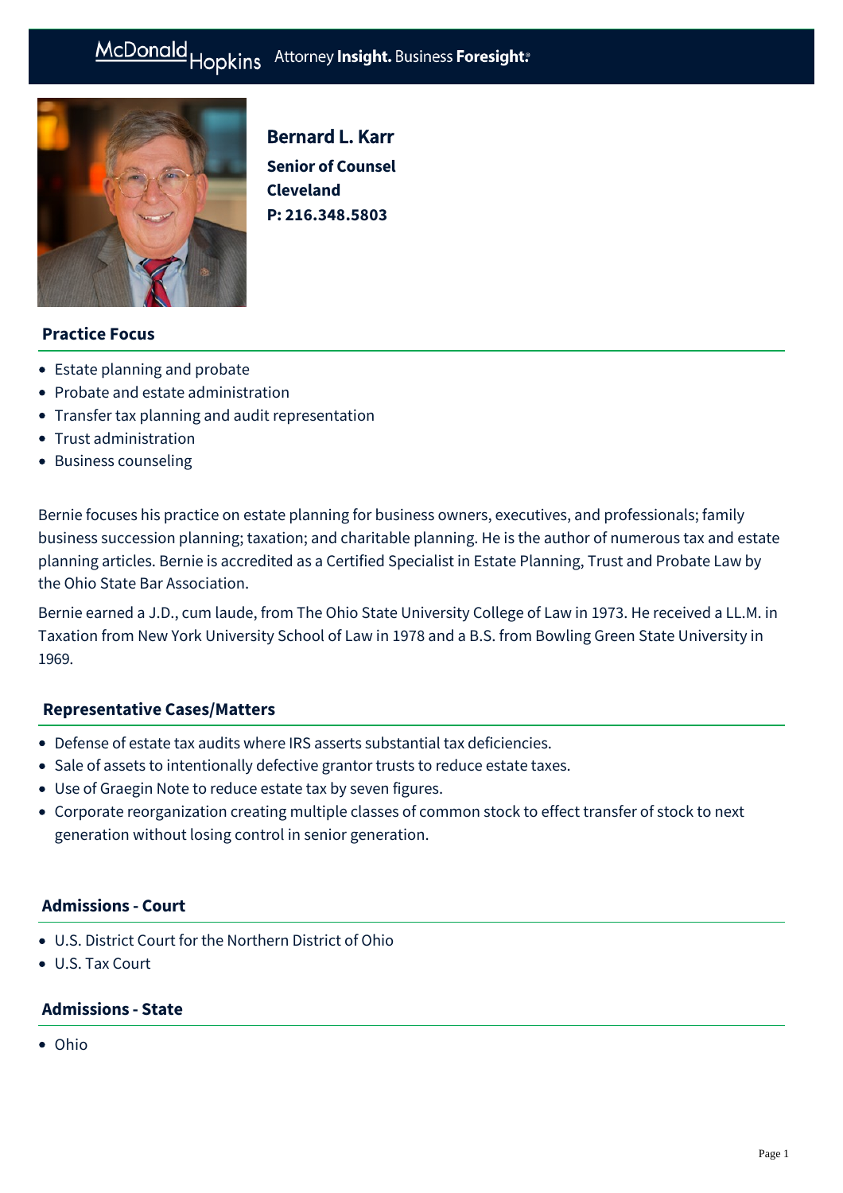# Bernard L. Karr

**Senior of Counsel**
**Cleveland**
**P: 216.348.5803**

## Practice Focus

- Estate planning and probate
- Probate and estate administration
- Transfer tax planning and audit representation
- Trust administration
- Business counseling

Bernie focuses his practice on estate planning for business owners, executives, and professionals; family business succession planning; taxation; and charitable planning. He is the author of numerous tax and estate planning articles. Bernie is accredited as a Certified Specialist in Estate Planning, Trust and Probate Law by the Ohio State Bar Association.

Bernie earned a J.D., cum laude, from The Ohio State University College of Law in 1973. He received a LL.M. in Taxation from New York University School of Law in 1978 and a B.S. from Bowling Green State University in 1969.

## Representative Cases/Matters

- Defense of estate tax audits where IRS asserts substantial tax deficiencies.
- Sale of assets to intentionally defective grantor trusts to reduce estate taxes.
- Use of Graegin Note to reduce estate tax by seven figures.
- Corporate reorganization creating multiple classes of common stock to effect transfer of stock to next generation without losing control in senior generation.

## Admissions - Court

- U.S. District Court for the Northern District of Ohio
- U.S. Tax Court

## Admissions - State

- Ohio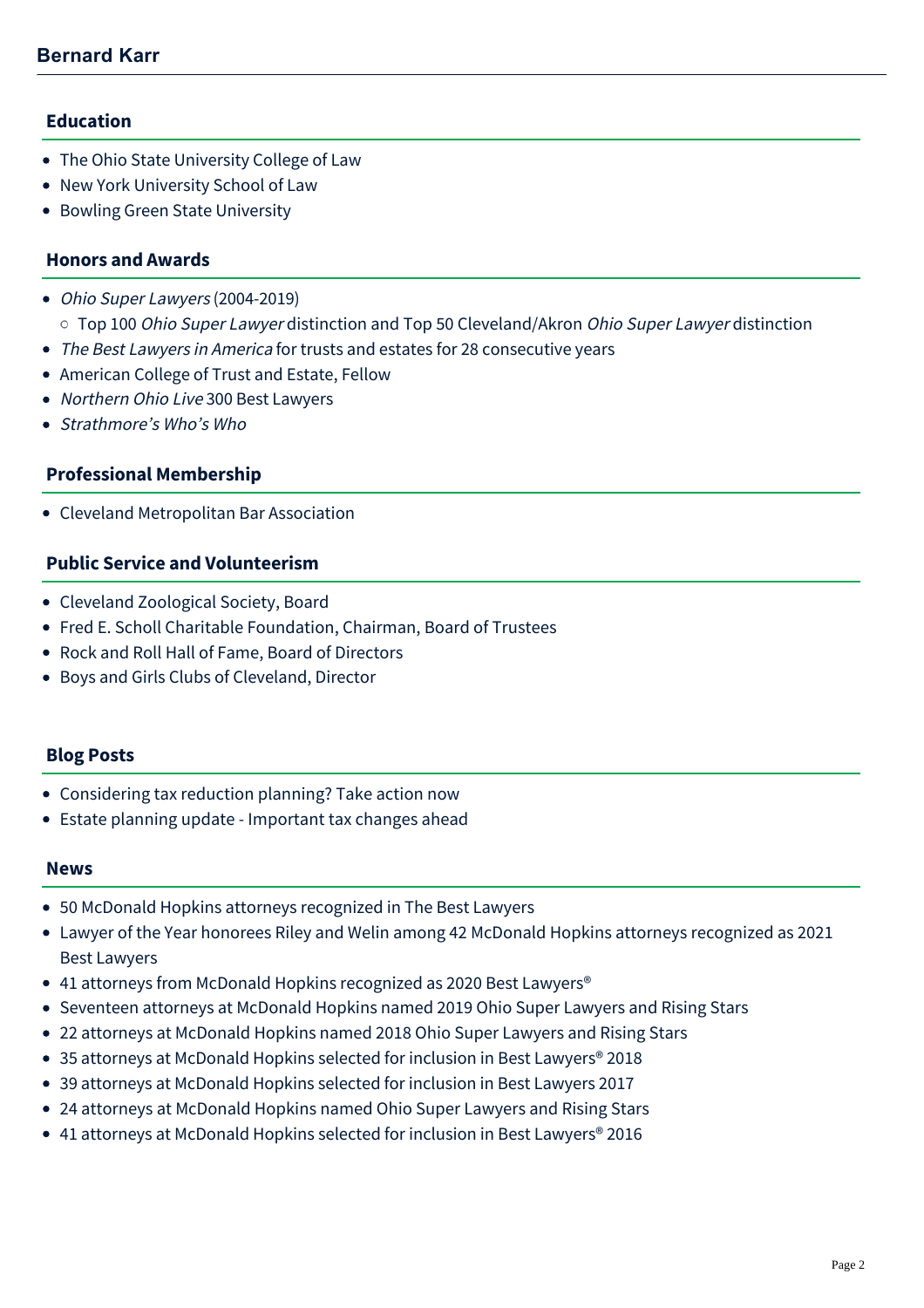# Bernard Karr

## Education

- The Ohio State University College of Law
- New York University School of Law
- Bowling Green State University

## Honors and Awards

- *Ohio Super Lawyers* (2004-2019)
  - Top 100 *Ohio Super Lawyer* distinction and Top 50 Cleveland/Akron *Ohio Super Lawyer* distinction
- *The Best Lawyers in America* for trusts and estates for 28 consecutive years
- American College of Trust and Estate, Fellow
- *Northern Ohio Live* 300 Best Lawyers
- *Strathmore's Who's Who*

## Professional Membership

- Cleveland Metropolitan Bar Association

## Public Service and Volunteerism

- Cleveland Zoological Society, Board
- Fred E. Scholl Charitable Foundation, Chairman, Board of Trustees
- Rock and Roll Hall of Fame, Board of Directors
- Boys and Girls Clubs of Cleveland, Director

## Blog Posts

- Considering tax reduction planning? Take action now
- Estate planning update - Important tax changes ahead

## News

- 50 McDonald Hopkins attorneys recognized in The Best Lawyers
- Lawyer of the Year honorees Riley and Welin among 42 McDonald Hopkins attorneys recognized as 2021 Best Lawyers
- 41 attorneys from McDonald Hopkins recognized as 2020 Best Lawyers®
- Seventeen attorneys at McDonald Hopkins named 2019 Ohio Super Lawyers and Rising Stars
- 22 attorneys at McDonald Hopkins named 2018 Ohio Super Lawyers and Rising Stars
- 35 attorneys at McDonald Hopkins selected for inclusion in Best Lawyers® 2018
- 39 attorneys at McDonald Hopkins selected for inclusion in Best Lawyers 2017
- 24 attorneys at McDonald Hopkins named Ohio Super Lawyers and Rising Stars
- 41 attorneys at McDonald Hopkins selected for inclusion in Best Lawyers® 2016